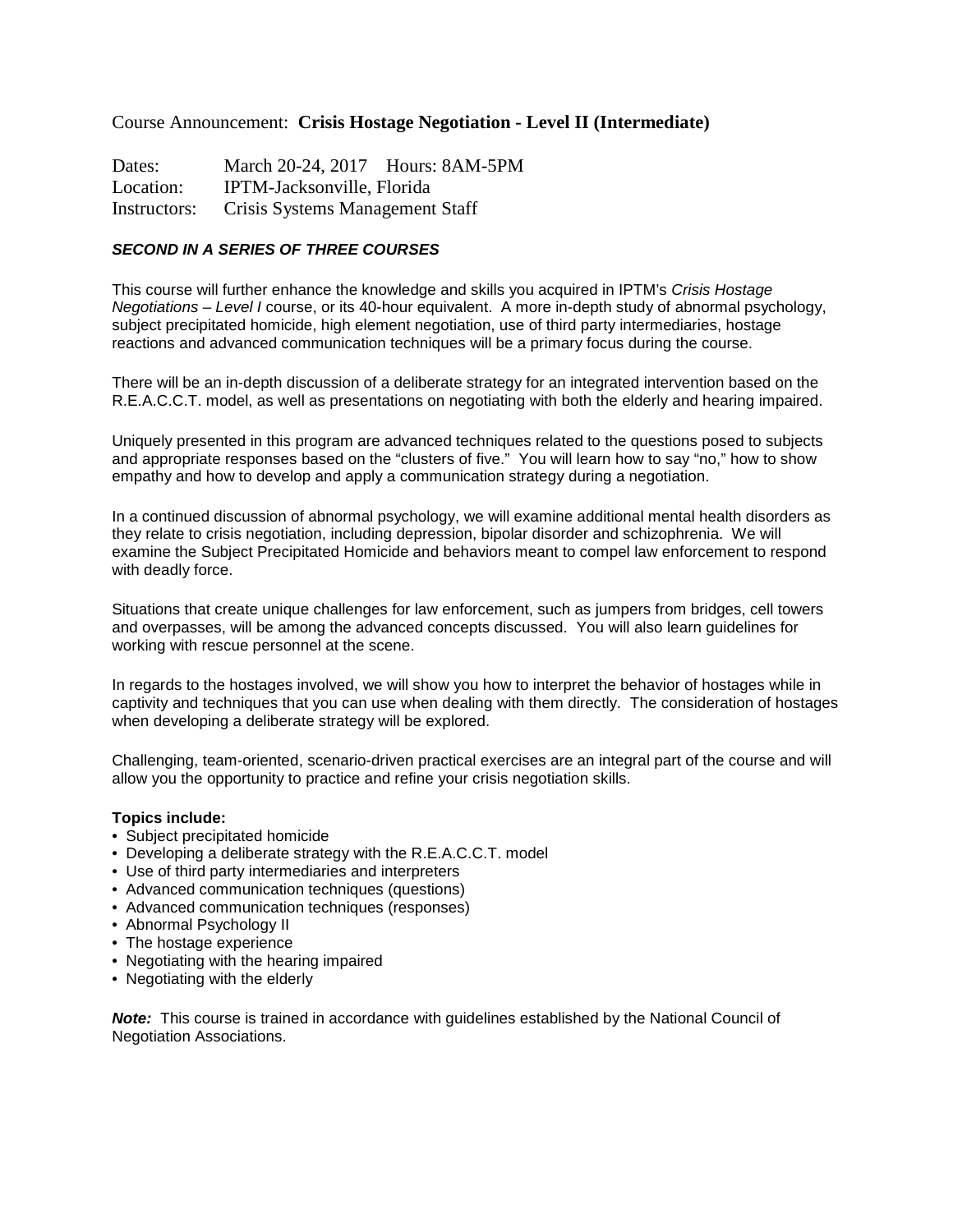Course Announcement: **Crisis Hostage Negotiation - Level II (Intermediate)**

Dates: March 20-24, 2017 Hours: 8AM-5PM
Location: IPTM-Jacksonville, Florida
Instructors: Crisis Systems Management Staff

***SECOND IN A SERIES OF THREE COURSES***

This course will further enhance the knowledge and skills you acquired in IPTM's *Crisis Hostage Negotiations – Level I* course, or its 40-hour equivalent. A more in-depth study of abnormal psychology, subject precipitated homicide, high element negotiation, use of third party intermediaries, hostage reactions and advanced communication techniques will be a primary focus during the course.

There will be an in-depth discussion of a deliberate strategy for an integrated intervention based on the R.E.A.C.C.T. model, as well as presentations on negotiating with both the elderly and hearing impaired.

Uniquely presented in this program are advanced techniques related to the questions posed to subjects and appropriate responses based on the "clusters of five." You will learn how to say "no," how to show empathy and how to develop and apply a communication strategy during a negotiation.

In a continued discussion of abnormal psychology, we will examine additional mental health disorders as they relate to crisis negotiation, including depression, bipolar disorder and schizophrenia. We will examine the Subject Precipitated Homicide and behaviors meant to compel law enforcement to respond with deadly force.

Situations that create unique challenges for law enforcement, such as jumpers from bridges, cell towers and overpasses, will be among the advanced concepts discussed. You will also learn guidelines for working with rescue personnel at the scene.

In regards to the hostages involved, we will show you how to interpret the behavior of hostages while in captivity and techniques that you can use when dealing with them directly. The consideration of hostages when developing a deliberate strategy will be explored.

Challenging, team-oriented, scenario-driven practical exercises are an integral part of the course and will allow you the opportunity to practice and refine your crisis negotiation skills.

**Topics include:**

- Subject precipitated homicide
- Developing a deliberate strategy with the R.E.A.C.C.T. model
- Use of third party intermediaries and interpreters
- Advanced communication techniques (questions)
- Advanced communication techniques (responses)
- Abnormal Psychology II
- The hostage experience
- Negotiating with the hearing impaired
- Negotiating with the elderly

***Note:*** This course is trained in accordance with guidelines established by the National Council of Negotiation Associations.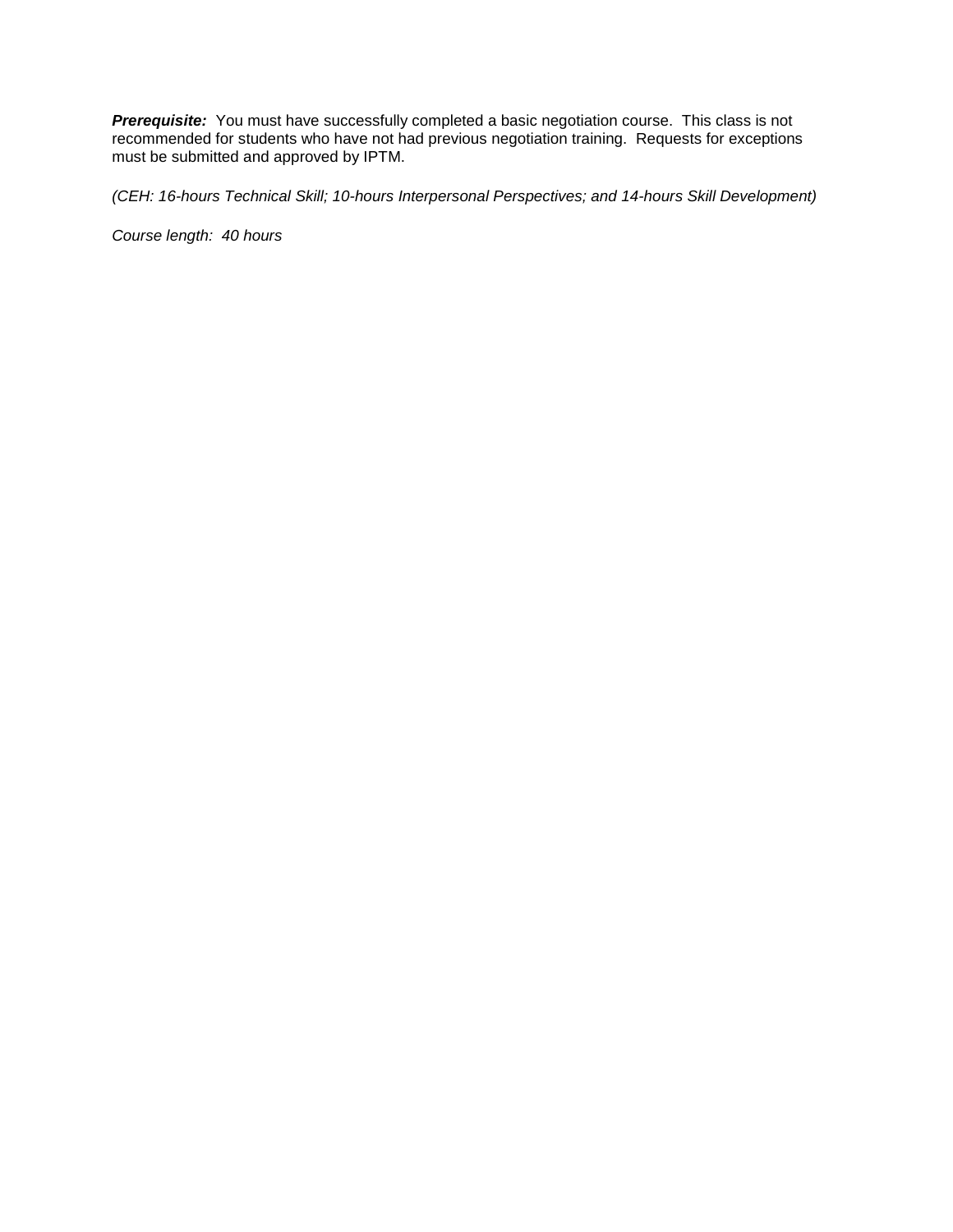***Prerequisite:*** You must have successfully completed a basic negotiation course. This class is not recommended for students who have not had previous negotiation training. Requests for exceptions must be submitted and approved by IPTM.

*(CEH: 16-hours Technical Skill; 10-hours Interpersonal Perspectives; and 14-hours Skill Development)*

*Course length: 40 hours*